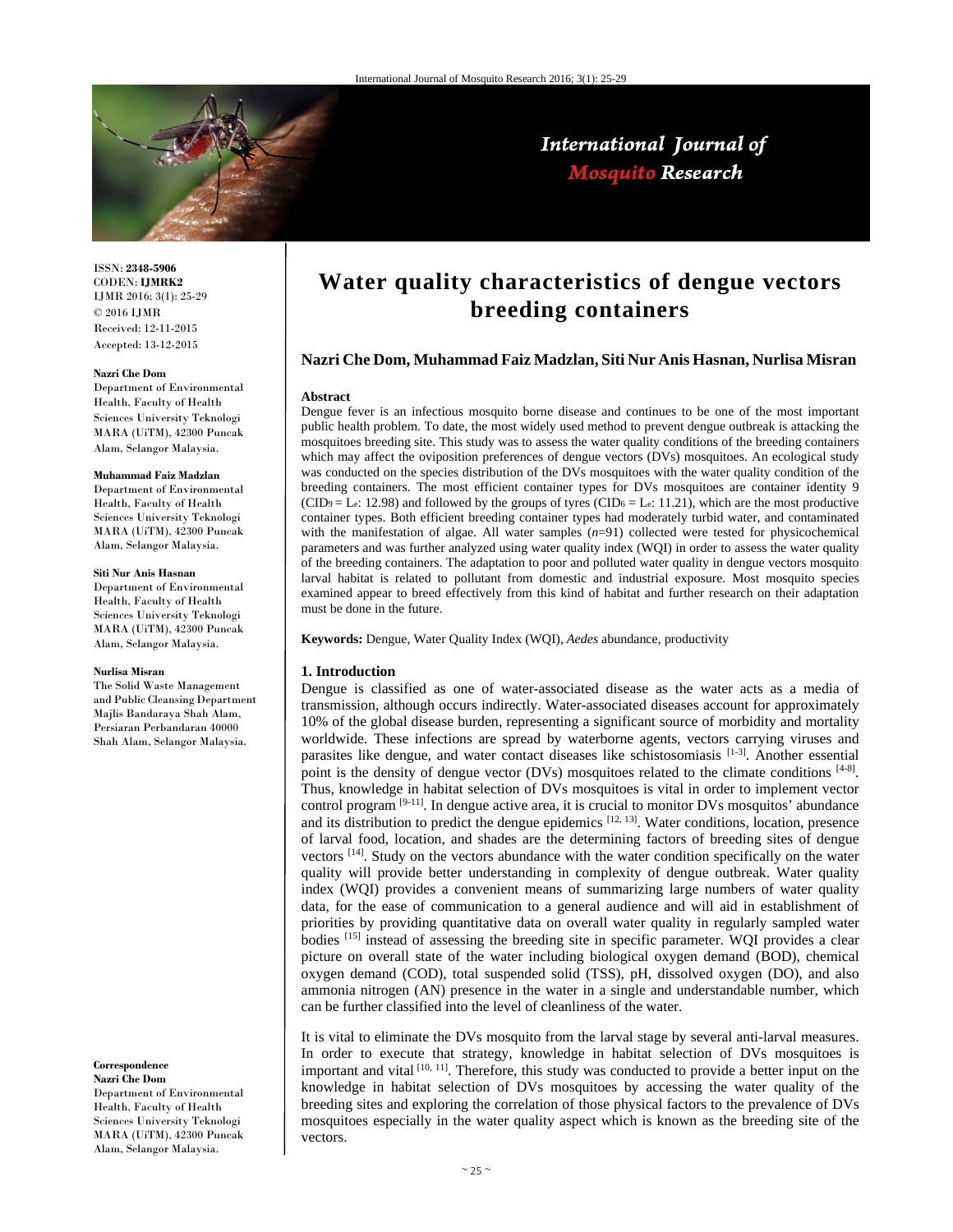ISSN: **2348-5906**
CODEN: **IJMRK2**
IJMR 2016; 3(1): 25-29
© 2016 IJMR
Received: 12-11-2015
Accepted: 13-12-2015

**Nazri Che Dom**
Department of Environmental Health, Faculty of Health Sciences University Teknologi MARA (UiTM), 42300 Puncak Alam, Selangor Malaysia.

**Muhammad Faiz Madzlan**
Department of Environmental Health, Faculty of Health Sciences University Teknologi MARA (UiTM), 42300 Puncak Alam, Selangor Malaysia.

**Siti Nur Anis Hasnan**
Department of Environmental Health, Faculty of Health Sciences University Teknologi MARA (UiTM), 42300 Puncak Alam, Selangor Malaysia.

**Nurlisa Misran**
The Solid Waste Management and Public Cleansing Department Majlis Bandaraya Shah Alam, Persiaran Perbandaran 40000 Shah Alam, Selangor Malaysia.

**Correspondence**
**Nazri Che Dom**
Department of Environmental Health, Faculty of Health Sciences University Teknologi MARA (UiTM), 42300 Puncak Alam, Selangor Malaysia.

# Water quality characteristics of dengue vectors breeding containers

**Nazri Che Dom, Muhammad Faiz Madzlan, Siti Nur Anis Hasnan, Nurlisa Misran**

**Abstract**

Dengue fever is an infectious mosquito borne disease and continues to be one of the most important public health problem. To date, the most widely used method to prevent dengue outbreak is attacking the mosquitoes breeding site. This study was to assess the water quality conditions of the breeding containers which may affect the oviposition preferences of dengue vectors (DVs) mosquitoes. An ecological study was conducted on the species distribution of the DVs mosquitoes with the water quality condition of the breeding containers. The most efficient container types for DVs mosquitoes are container identity 9 ($CID_9 = L_e$: 12.98) and followed by the groups of tyres ($CID_6 = L_e$: 11.21), which are the most productive container types. Both efficient breeding container types had moderately turbid water, and contaminated with the manifestation of algae. All water samples (*n*=91) collected were tested for physicochemical parameters and was further analyzed using water quality index (WQI) in order to assess the water quality of the breeding containers. The adaptation to poor and polluted water quality in dengue vectors mosquito larval habitat is related to pollutant from domestic and industrial exposure. Most mosquito species examined appear to breed effectively from this kind of habitat and further research on their adaptation must be done in the future.

**Keywords:** Dengue, Water Quality Index (WQI), *Aedes* abundance, productivity

## 1. Introduction

Dengue is classified as one of water-associated disease as the water acts as a media of transmission, although occurs indirectly. Water-associated diseases account for approximately 10% of the global disease burden, representing a significant source of morbidity and mortality worldwide. These infections are spread by waterborne agents, vectors carrying viruses and parasites like dengue, and water contact diseases like schistosomiasis [1-3]. Another essential point is the density of dengue vector (DVs) mosquitoes related to the climate conditions [4-8]. Thus, knowledge in habitat selection of DVs mosquitoes is vital in order to implement vector control program [9-11]. In dengue active area, it is crucial to monitor DVs mosquitos' abundance and its distribution to predict the dengue epidemics [12, 13]. Water conditions, location, presence of larval food, location, and shades are the determining factors of breeding sites of dengue vectors [14]. Study on the vectors abundance with the water condition specifically on the water quality will provide better understanding in complexity of dengue outbreak. Water quality index (WQI) provides a convenient means of summarizing large numbers of water quality data, for the ease of communication to a general audience and will aid in establishment of priorities by providing quantitative data on overall water quality in regularly sampled water bodies [15] instead of assessing the breeding site in specific parameter. WQI provides a clear picture on overall state of the water including biological oxygen demand (BOD), chemical oxygen demand (COD), total suspended solid (TSS), pH, dissolved oxygen (DO), and also ammonia nitrogen (AN) presence in the water in a single and understandable number, which can be further classified into the level of cleanliness of the water.

It is vital to eliminate the DVs mosquito from the larval stage by several anti-larval measures. In order to execute that strategy, knowledge in habitat selection of DVs mosquitoes is important and vital [10, 11]. Therefore, this study was conducted to provide a better input on the knowledge in habitat selection of DVs mosquitoes by accessing the water quality of the breeding sites and exploring the correlation of those physical factors to the prevalence of DVs mosquitoes especially in the water quality aspect which is known as the breeding site of the vectors.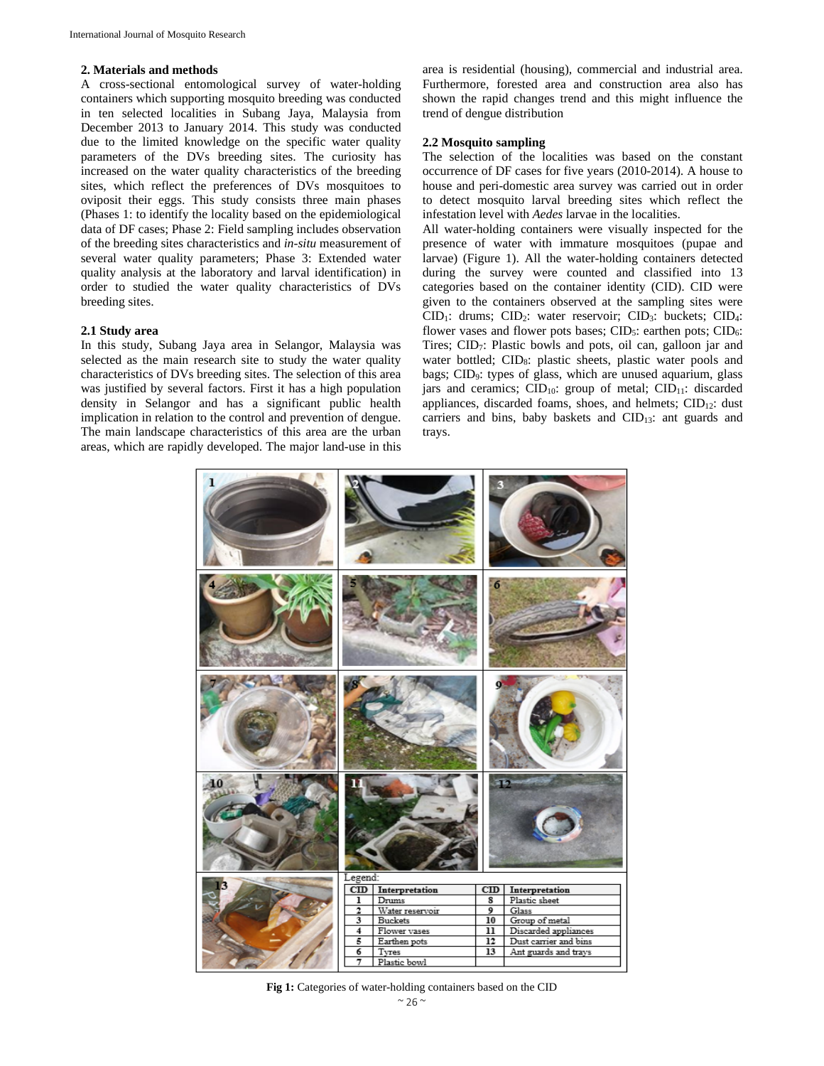## 2. Materials and methods

A cross-sectional entomological survey of water-holding containers which supporting mosquito breeding was conducted in ten selected localities in Subang Jaya, Malaysia from December 2013 to January 2014. This study was conducted due to the limited knowledge on the specific water quality parameters of the DVs breeding sites. The curiosity has increased on the water quality characteristics of the breeding sites, which reflect the preferences of DVs mosquitoes to oviposit their eggs. This study consists three main phases (Phases 1: to identify the locality based on the epidemiological data of DF cases; Phase 2: Field sampling includes observation of the breeding sites characteristics and *in-situ* measurement of several water quality parameters; Phase 3: Extended water quality analysis at the laboratory and larval identification) in order to studied the water quality characteristics of DVs breeding sites.

### 2.1 Study area

In this study, Subang Jaya area in Selangor, Malaysia was selected as the main research site to study the water quality characteristics of DVs breeding sites. The selection of this area was justified by several factors. First it has a high population density in Selangor and has a significant public health implication in relation to the control and prevention of dengue. The main landscape characteristics of this area are the urban areas, which are rapidly developed. The major land-use in this area is residential (housing), commercial and industrial area. Furthermore, forested area and construction area also has shown the rapid changes trend and this might influence the trend of dengue distribution

### 2.2 Mosquito sampling

The selection of the localities was based on the constant occurrence of DF cases for five years (2010-2014). A house to house and peri-domestic area survey was carried out in order to detect mosquito larval breeding sites which reflect the infestation level with *Aedes* larvae in the localities.

All water-holding containers were visually inspected for the presence of water with immature mosquitoes (pupae and larvae) (Figure 1). All the water-holding containers detected during the survey were counted and classified into 13 categories based on the container identity (CID). CID were given to the containers observed at the sampling sites were $CID_1$: drums; $CID_2$: water reservoir; $CID_3$: buckets; $CID_4$: flower vases and flower pots bases; $CID_5$: earthen pots; $CID_6$: Tires; $CID_7$: Plastic bowls and pots, oil can, galloon jar and water bottled; $CID_8$: plastic sheets, plastic water pools and bags; $CID_9$: types of glass, which are unused aquarium, glass jars and ceramics; $CID_{10}$: group of metal; $CID_{11}$: discarded appliances, discarded foams, shoes, and helmets; $CID_{12}$: dust carriers and bins, baby baskets and $CID_{13}$: ant guards and trays.

Legend:

| CID | Interpretation | CID | Interpretation |
|---|---|---|---|
| 1 | Drums | 8 | Plastic sheet |
| 2 | Water reservoir | 9 | Glass |
| 3 | Buckets | 10 | Group of metal |
| 4 | Flower vases | 11 | Discarded appliances |
| 5 | Earthen pots | 12 | Dust carrier and bins |
| 6 | Tyres | 13 | Ant guards and trays |
| 7 | Plastic bowl | | |

**Fig 1:** Categories of water-holding containers based on the CID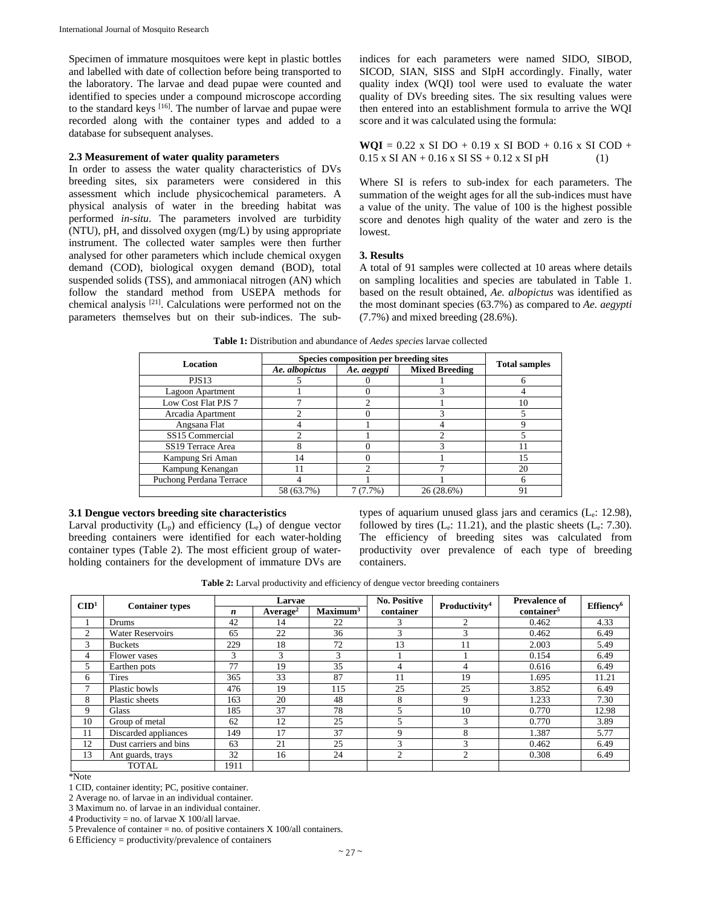Specimen of immature mosquitoes were kept in plastic bottles and labelled with date of collection before being transported to the laboratory. The larvae and dead pupae were counted and identified to species under a compound microscope according to the standard keys [16]. The number of larvae and pupae were recorded along with the container types and added to a database for subsequent analyses.

### 2.3 Measurement of water quality parameters

In order to assess the water quality characteristics of DVs breeding sites, six parameters were considered in this assessment which include physicochemical parameters. A physical analysis of water in the breeding habitat was performed *in-situ*. The parameters involved are turbidity (NTU), pH, and dissolved oxygen (mg/L) by using appropriate instrument. The collected water samples were then further analysed for other parameters which include chemical oxygen demand (COD), biological oxygen demand (BOD), total suspended solids (TSS), and ammoniacal nitrogen (AN) which follow the standard method from USEPA methods for chemical analysis [21]. Calculations were performed not on the parameters themselves but on their sub-indices. The sub-indices for each parameters were named SIDO, SIBOD, SICOD, SIAN, SISS and SIpH accordingly. Finally, water quality index (WQI) tool were used to evaluate the water quality of DVs breeding sites. The six resulting values were then entered into an establishment formula to arrive the WQI score and it was calculated using the formula:

$$\textbf{WQI} = 0.22 \times SI\ DO + 0.19 \times SI\ BOD + 0.16 \times SI\ COD + 0.15 \times SI\ AN + 0.16 \times SI\ SS + 0.12 \times SI\ pH \quad (1)$$

Where SI is refers to sub-index for each parameters. The summation of the weight ages for all the sub-indices must have a value of the unity. The value of 100 is the highest possible score and denotes high quality of the water and zero is the lowest.

## 3. Results

A total of 91 samples were collected at 10 areas where details on sampling localities and species are tabulated in Table 1. based on the result obtained, *Ae. albopictus* was identified as the most dominant species (63.7%) as compared to *Ae. aegypti* (7.7%) and mixed breeding (28.6%).

**Table 1:** Distribution and abundance of *Aedes species* larvae collected

| Location | Species composition per breeding sites | | | Total samples |
|---|---|---|---|---|
| | *Ae. albopictus* | *Ae. aegypti* | Mixed Breeding | |
| PJS13 | 5 | 0 | 1 | 6 |
| Lagoon Apartment | 1 | 0 | 3 | 4 |
| Low Cost Flat PJS 7 | 7 | 2 | 1 | 10 |
| Arcadia Apartment | 2 | 0 | 3 | 5 |
| Angsana Flat | 4 | 1 | 4 | 9 |
| SS15 Commercial | 2 | 1 | 2 | 5 |
| SS19 Terrace Area | 8 | 0 | 3 | 11 |
| Kampung Sri Aman | 14 | 0 | 1 | 15 |
| Kampung Kenangan | 11 | 2 | 7 | 20 |
| Puchong Perdana Terrace | 4 | 1 | 1 | 6 |
| | 58 (63.7%) | 7 (7.7%) | 26 (28.6%) | 91 |

### 3.1 Dengue vectors breeding site characteristics

Larval productivity ($L_p$) and efficiency ($L_e$) of dengue vector breeding containers were identified for each water-holding container types (Table 2). The most efficient group of water-holding containers for the development of immature DVs are types of aquarium unused glass jars and ceramics ($L_e$: 12.98), followed by tires ($L_e$: 11.21), and the plastic sheets ($L_e$: 7.30). The efficiency of breeding sites was calculated from productivity over prevalence of each type of breeding containers.

**Table 2:** Larval productivity and efficiency of dengue vector breeding containers

| CID[1] | Container types | Larvae | | | No. Positive container | Productivity[4] | Prevalence of container[5] | Effiency[6] |
|---|---|---|---|---|---|---|---|---|
| | | *n* | Average[2] | Maximum[3] | | | | |
| 1 | Drums | 42 | 14 | 22 | 3 | 2 | 0.462 | 4.33 |
| 2 | Water Reservoirs | 65 | 22 | 36 | 3 | 3 | 0.462 | 6.49 |
| 3 | Buckets | 229 | 18 | 72 | 13 | 11 | 2.003 | 5.49 |
| 4 | Flower vases | 3 | 3 | 3 | 1 | 1 | 0.154 | 6.49 |
| 5 | Earthen pots | 77 | 19 | 35 | 4 | 4 | 0.616 | 6.49 |
| 6 | Tires | 365 | 33 | 87 | 11 | 19 | 1.695 | 11.21 |
| 7 | Plastic bowls | 476 | 19 | 115 | 25 | 25 | 3.852 | 6.49 |
| 8 | Plastic sheets | 163 | 20 | 48 | 8 | 9 | 1.233 | 7.30 |
| 9 | Glass | 185 | 37 | 78 | 5 | 10 | 0.770 | 12.98 |
| 10 | Group of metal | 62 | 12 | 25 | 5 | 3 | 0.770 | 3.89 |
| 11 | Discarded appliances | 149 | 17 | 37 | 9 | 8 | 1.387 | 5.77 |
| 12 | Dust carriers and bins | 63 | 21 | 25 | 3 | 3 | 0.462 | 6.49 |
| 13 | Ant guards, trays | 32 | 16 | 24 | 2 | 2 | 0.308 | 6.49 |
| TOTAL | | 1911 | | | | | | |

*Note

1 CID, container identity; PC, positive container.

2 Average no. of larvae in an individual container.

3 Maximum no. of larvae in an individual container.

4 Productivity = no. of larvae X 100/all larvae.

5 Prevalence of container = no. of positive containers X 100/all containers.

6 Efficiency = productivity/prevalence of containers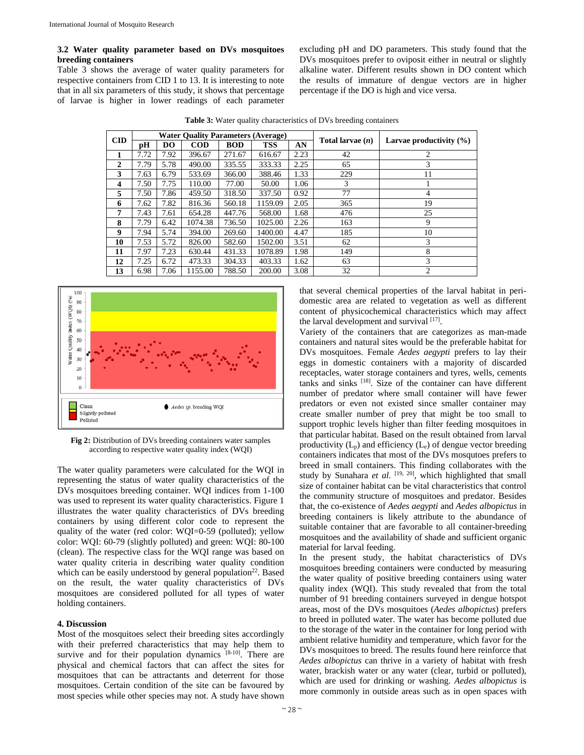### 3.2 Water quality parameter based on DVs mosquitoes breeding containers

Table 3 shows the average of water quality parameters for respective containers from CID 1 to 13. It is interesting to note that in all six parameters of this study, it shows that percentage of larvae is higher in lower readings of each parameter excluding pH and DO parameters. This study found that the DVs mosquitoes prefer to oviposit either in neutral or slightly alkaline water. Different results shown in DO content which the results of immature of dengue vectors are in higher percentage if the DO is high and vice versa.

**Table 3:** Water quality characteristics of DVs breeding containers

| CID | Water Quality Parameters (Average) | | | | | | Total larvae (*n*) | Larvae productivity (%) |
|---|---|---|---|---|---|---|---|---|
| | pH | DO | COD | BOD | TSS | AN | | |
| 1 | 7.72 | 7.92 | 396.67 | 271.67 | 616.67 | 2.23 | 42 | 2 |
| 2 | 7.79 | 5.78 | 490.00 | 335.55 | 333.33 | 2.25 | 65 | 3 |
| 3 | 7.63 | 6.79 | 533.69 | 366.00 | 388.46 | 1.33 | 229 | 11 |
| 4 | 7.50 | 7.75 | 110.00 | 77.00 | 50.00 | 1.06 | 3 | 1 |
| 5 | 7.50 | 7.86 | 459.50 | 318.50 | 337.50 | 0.92 | 77 | 4 |
| 6 | 7.62 | 7.82 | 816.36 | 560.18 | 1159.09 | 2.05 | 365 | 19 |
| 7 | 7.43 | 7.61 | 654.28 | 447.76 | 568.00 | 1.68 | 476 | 25 |
| 8 | 7.79 | 6.42 | 1074.38 | 736.50 | 1025.00 | 2.26 | 163 | 9 |
| 9 | 7.94 | 5.74 | 394.00 | 269.60 | 1400.00 | 4.47 | 185 | 10 |
| 10 | 7.53 | 5.72 | 826.00 | 582.60 | 1502.00 | 3.51 | 62 | 3 |
| 11 | 7.97 | 7.23 | 630.44 | 431.33 | 1078.89 | 1.98 | 149 | 8 |
| 12 | 7.25 | 6.72 | 473.33 | 304.33 | 403.33 | 1.62 | 63 | 3 |
| 13 | 6.98 | 7.06 | 1155.00 | 788.50 | 200.00 | 3.08 | 32 | 2 |

**Fig 2:** Distribution of DVs breeding containers water samples according to respective water quality index (WQI)

The water quality parameters were calculated for the WQI in representing the status of water quality characteristics of the DVs mosquitoes breeding container. WQI indices from 1-100 was used to represent its water quality characteristics. Figure 1 illustrates the water quality characteristics of DVs breeding containers by using different color code to represent the quality of the water (red color: WQI=0-59 (polluted); yellow color: WQI: 60-79 (slightly polluted) and green: WQI: 80-100 (clean). The respective class for the WQI range was based on water quality criteria in describing water quality condition which can be easily understood by general population[22]. Based on the result, the water quality characteristics of DVs mosquitoes are considered polluted for all types of water holding containers.

## 4. Discussion

Most of the mosquitoes select their breeding sites accordingly with their preferred characteristics that may help them to survive and for their population dynamics [8-10]. There are physical and chemical factors that can affect the sites for mosquitoes that can be attractants and deterrent for those mosquitoes. Certain condition of the site can be favoured by most species while other species may not. A study have shown that several chemical properties of the larval habitat in peri-domestic area are related to vegetation as well as different content of physicochemical characteristics which may affect the larval development and survival [17].

Variety of the containers that are categorizes as man-made containers and natural sites would be the preferable habitat for DVs mosquitoes. Female *Aedes aegypti* prefers to lay their eggs in domestic containers with a majority of discarded receptacles, water storage containers and tyres, wells, cements tanks and sinks [18]. Size of the container can have different number of predator where small container will have fewer predators or even not existed since smaller container may create smaller number of prey that might be too small to support trophic levels higher than filter feeding mosquitoes in that particular habitat. Based on the result obtained from larval productivity ($L_p$) and efficiency ($L_e$) of dengue vector breeding containers indicates that most of the DVs mosqutoes prefers to breed in small containers. This finding collaborates with the study by Sunahara *et al.* [19, 20], which highlighted that small size of container habitat can be vital characteristics that control the community structure of mosquitoes and predator. Besides that, the co-existence of *Aedes aegypti* and *Aedes albopictus* in breeding containers is likely attribute to the abundance of suitable container that are favorable to all container-breeding mosquitoes and the availability of shade and sufficient organic material for larval feeding.

In the present study, the habitat characteristics of DVs mosquitoes breeding containers were conducted by measuring the water quality of positive breeding containers using water quality index (WQI). This study revealed that from the total number of 91 breeding containers surveyed in dengue hotspot areas, most of the DVs mosquitoes (*Aedes albopictus*) prefers to breed in polluted water. The water has become polluted due to the storage of the water in the container for long period with ambient relative humidity and temperature, which favor for the DVs mosquitoes to breed. The results found here reinforce that *Aedes albopictus* can thrive in a variety of habitat with fresh water, brackish water or any water (clear, turbid or polluted), which are used for drinking or washing. *Aedes albopictus* is more commonly in outside areas such as in open spaces with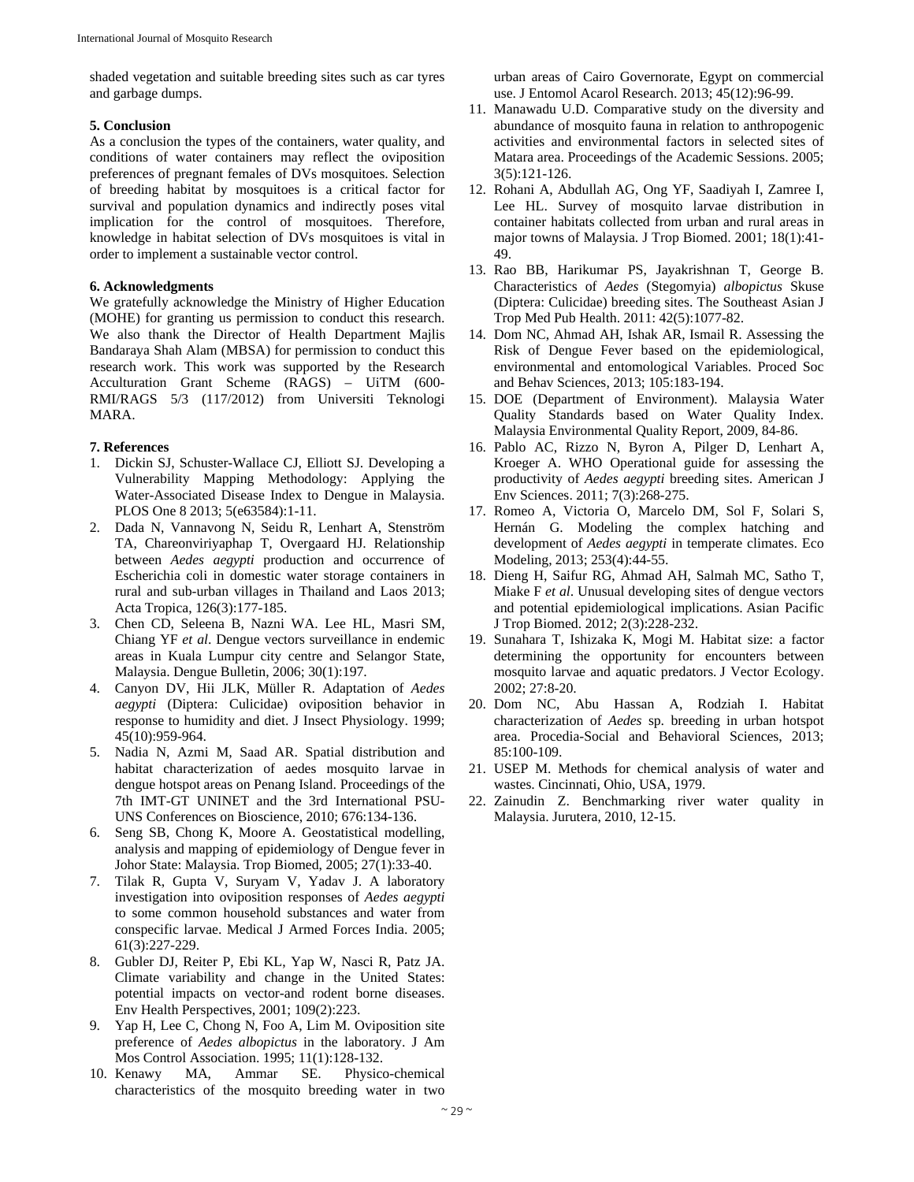shaded vegetation and suitable breeding sites such as car tyres and garbage dumps.

**5. Conclusion**

As a conclusion the types of the containers, water quality, and conditions of water containers may reflect the oviposition preferences of pregnant females of DVs mosquitoes. Selection of breeding habitat by mosquitoes is a critical factor for survival and population dynamics and indirectly poses vital implication for the control of mosquitoes. Therefore, knowledge in habitat selection of DVs mosquitoes is vital in order to implement a sustainable vector control.

**6. Acknowledgments**

We gratefully acknowledge the Ministry of Higher Education (MOHE) for granting us permission to conduct this research. We also thank the Director of Health Department Majlis Bandaraya Shah Alam (MBSA) for permission to conduct this research work. This work was supported by the Research Acculturation Grant Scheme (RAGS) – UiTM (600-RMI/RAGS 5/3 (117/2012) from Universiti Teknologi MARA.

**7. References**

1. Dickin SJ, Schuster-Wallace CJ, Elliott SJ. Developing a Vulnerability Mapping Methodology: Applying the Water-Associated Disease Index to Dengue in Malaysia. PLOS One 8 2013; 5(e63584):1-11.
2. Dada N, Vannavong N, Seidu R, Lenhart A, Stenström TA, Chareonviriyaphap T, Overgaard HJ. Relationship between *Aedes aegypti* production and occurrence of Escherichia coli in domestic water storage containers in rural and sub-urban villages in Thailand and Laos 2013; Acta Tropica, 126(3):177-185.
3. Chen CD, Seleena B, Nazni WA. Lee HL, Masri SM, Chiang YF *et al*. Dengue vectors surveillance in endemic areas in Kuala Lumpur city centre and Selangor State, Malaysia. Dengue Bulletin, 2006; 30(1):197.
4. Canyon DV, Hii JLK, Müller R. Adaptation of *Aedes aegypti* (Diptera: Culicidae) oviposition behavior in response to humidity and diet. J Insect Physiology. 1999; 45(10):959-964.
5. Nadia N, Azmi M, Saad AR. Spatial distribution and habitat characterization of aedes mosquito larvae in dengue hotspot areas on Penang Island. Proceedings of the 7th IMT-GT UNINET and the 3rd International PSU-UNS Conferences on Bioscience, 2010; 676:134-136.
6. Seng SB, Chong K, Moore A. Geostatistical modelling, analysis and mapping of epidemiology of Dengue fever in Johor State: Malaysia. Trop Biomed, 2005; 27(1):33-40.
7. Tilak R, Gupta V, Suryam V, Yadav J. A laboratory investigation into oviposition responses of *Aedes aegypti* to some common household substances and water from conspecific larvae. Medical J Armed Forces India. 2005; 61(3):227-229.
8. Gubler DJ, Reiter P, Ebi KL, Yap W, Nasci R, Patz JA. Climate variability and change in the United States: potential impacts on vector-and rodent borne diseases. Env Health Perspectives, 2001; 109(2):223.
9. Yap H, Lee C, Chong N, Foo A, Lim M. Oviposition site preference of *Aedes albopictus* in the laboratory. J Am Mos Control Association. 1995; 11(1):128-132.
10. Kenawy MA, Ammar SE. Physico-chemical characteristics of the mosquito breeding water in two urban areas of Cairo Governorate, Egypt on commercial use. J Entomol Acarol Research. 2013; 45(12):96-99.
11. Manawadu U.D. Comparative study on the diversity and abundance of mosquito fauna in relation to anthropogenic activities and environmental factors in selected sites of Matara area. Proceedings of the Academic Sessions. 2005; 3(5):121-126.
12. Rohani A, Abdullah AG, Ong YF, Saadiyah I, Zamree I, Lee HL. Survey of mosquito larvae distribution in container habitats collected from urban and rural areas in major towns of Malaysia. J Trop Biomed. 2001; 18(1):41-49.
13. Rao BB, Harikumar PS, Jayakrishnan T, George B. Characteristics of *Aedes* (Stegomyia) *albopictus* Skuse (Diptera: Culicidae) breeding sites. The Southeast Asian J Trop Med Pub Health. 2011: 42(5):1077-82.
14. Dom NC, Ahmad AH, Ishak AR, Ismail R. Assessing the Risk of Dengue Fever based on the epidemiological, environmental and entomological Variables. Proced Soc and Behav Sciences, 2013; 105:183-194.
15. DOE (Department of Environment). Malaysia Water Quality Standards based on Water Quality Index. Malaysia Environmental Quality Report, 2009, 84-86.
16. Pablo AC, Rizzo N, Byron A, Pilger D, Lenhart A, Kroeger A. WHO Operational guide for assessing the productivity of *Aedes aegypti* breeding sites. American J Env Sciences. 2011; 7(3):268-275.
17. Romeo A, Victoria O, Marcelo DM, Sol F, Solari S, Hernán G. Modeling the complex hatching and development of *Aedes aegypti* in temperate climates. Eco Modeling, 2013; 253(4):44-55.
18. Dieng H, Saifur RG, Ahmad AH, Salmah MC, Satho T, Miake F *et al*. Unusual developing sites of dengue vectors and potential epidemiological implications. Asian Pacific J Trop Biomed. 2012; 2(3):228-232.
19. Sunahara T, Ishizaka K, Mogi M. Habitat size: a factor determining the opportunity for encounters between mosquito larvae and aquatic predators. J Vector Ecology. 2002; 27:8-20.
20. Dom NC, Abu Hassan A, Rodziah I. Habitat characterization of *Aedes* sp. breeding in urban hotspot area. Procedia-Social and Behavioral Sciences, 2013; 85:100-109.
21. USEP M. Methods for chemical analysis of water and wastes. Cincinnati, Ohio, USA, 1979.
22. Zainudin Z. Benchmarking river water quality in Malaysia. Jurutera, 2010, 12-15.